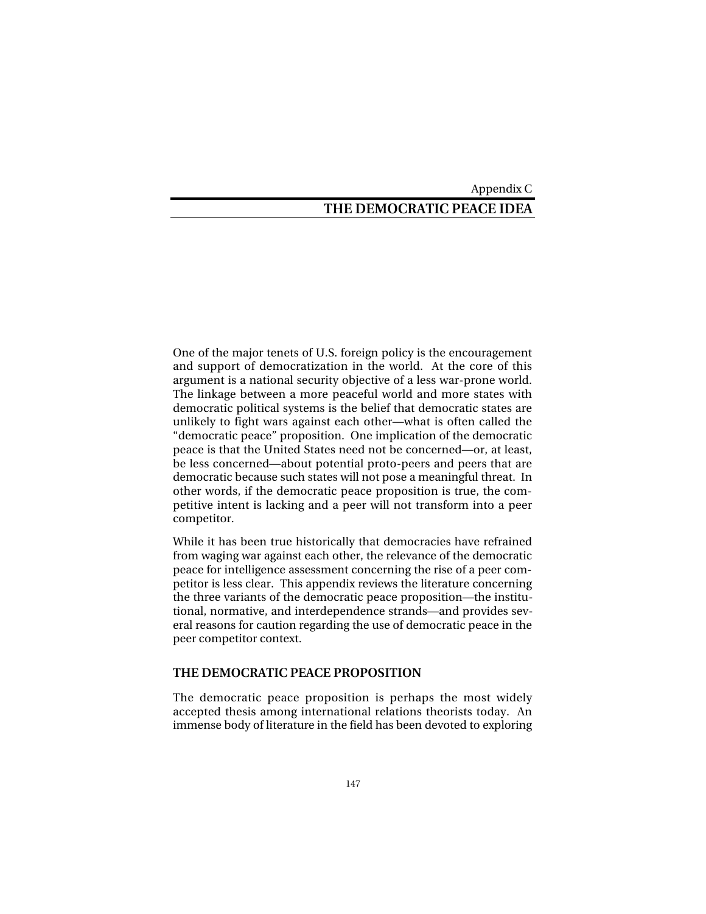Appendix C

# THE DEMOCRATIC PEACE IDEA

One of the major tenets of U.S. foreign policy is the encouragement and support of democratization in the world. At the core of this argument is a national security objective of a less war-prone world. The linkage between a more peaceful world and more states with democratic political systems is the belief that democratic states are unlikely to fight wars against each other—what is often called the "democratic peace" proposition. One implication of the democratic peace is that the United States need not be concerned—or, at least, be less concerned—about potential proto-peers and peers that are democratic because such states will not pose a meaningful threat. In other words, if the democratic peace proposition is true, the competitive intent is lacking and a peer will not transform into a peer competitor.

While it has been true historically that democracies have refrained from waging war against each other, the relevance of the democratic peace for intelligence assessment concerning the rise of a peer competitor is less clear. This appendix reviews the literature concerning the three variants of the democratic peace proposition—the institutional, normative, and interdependence strands—and provides several reasons for caution regarding the use of democratic peace in the peer competitor context.

## THE DEMOCRATIC PEACE PROPOSITION

The democratic peace proposition is perhaps the most widely accepted thesis among international relations theorists today. An immense body of literature in the field has been devoted to exploring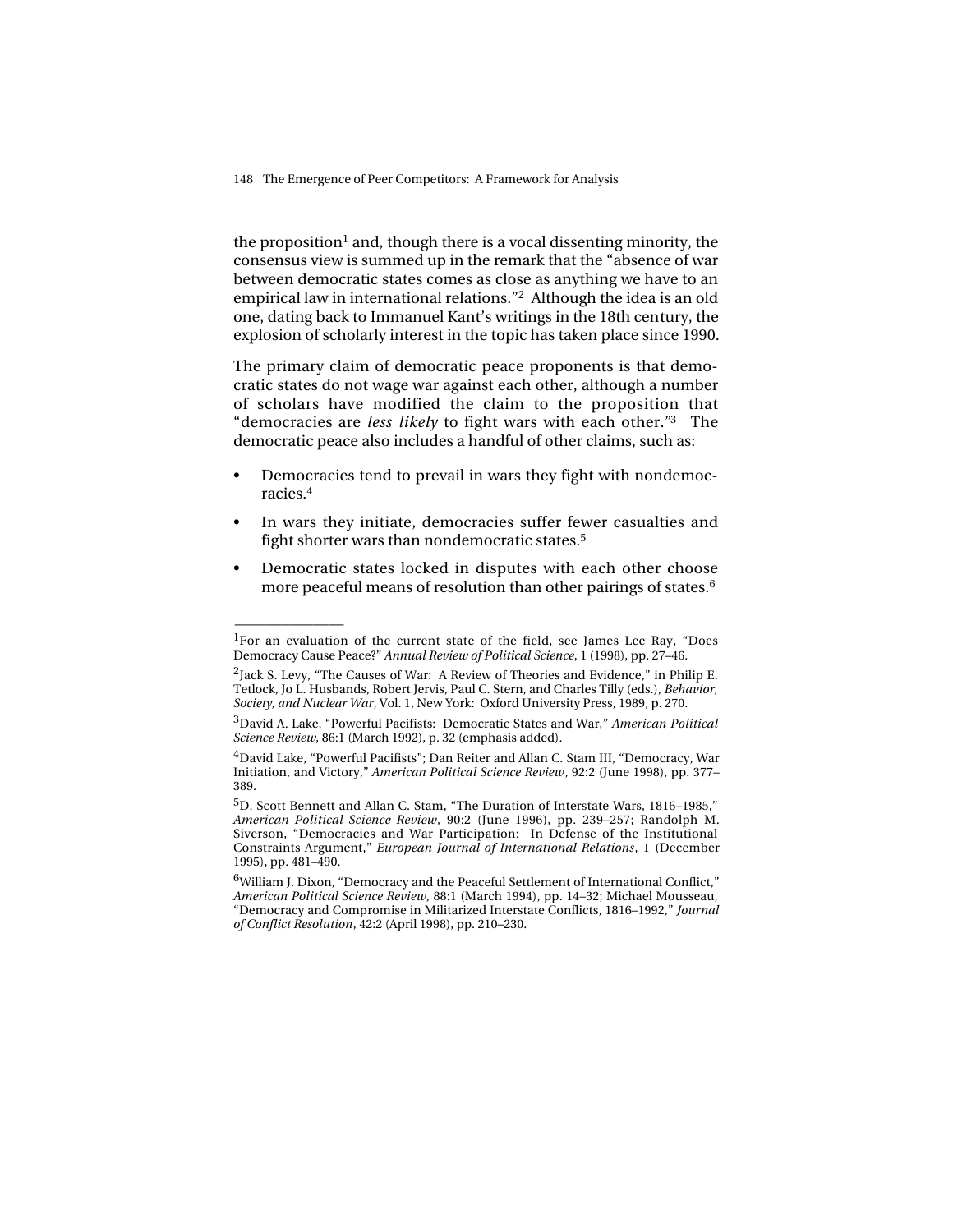the proposition[1] and, though there is a vocal dissenting minority, the consensus view is summed up in the remark that the "absence of war between democratic states comes as close as anything we have to an empirical law in international relations."[2] Although the idea is an old one, dating back to Immanuel Kant's writings in the 18th century, the explosion of scholarly interest in the topic has taken place since 1990.

The primary claim of democratic peace proponents is that democratic states do not wage war against each other, although a number of scholars have modified the claim to the proposition that "democracies are *less likely* to fight wars with each other."[3] The democratic peace also includes a handful of other claims, such as:

- Democracies tend to prevail in wars they fight with nondemocracies.[4]
- In wars they initiate, democracies suffer fewer casualties and fight shorter wars than nondemocratic states.[5]
- Democratic states locked in disputes with each other choose more peaceful means of resolution than other pairings of states.[6]

---

[1]For an evaluation of the current state of the field, see James Lee Ray, "Does Democracy Cause Peace?" *Annual Review of Political Science*, 1 (1998), pp. 27–46.

[2]Jack S. Levy, "The Causes of War: A Review of Theories and Evidence," in Philip E. Tetlock, Jo L. Husbands, Robert Jervis, Paul C. Stern, and Charles Tilly (eds.), *Behavior, Society, and Nuclear War*, Vol. 1, New York: Oxford University Press, 1989, p. 270.

[3]David A. Lake, "Powerful Pacifists: Democratic States and War," *American Political Science Review*, 86:1 (March 1992), p. 32 (emphasis added).

[4]David Lake, "Powerful Pacifists"; Dan Reiter and Allan C. Stam III, "Democracy, War Initiation, and Victory," *American Political Science Review*, 92:2 (June 1998), pp. 377–389.

[5]D. Scott Bennett and Allan C. Stam, "The Duration of Interstate Wars, 1816–1985," *American Political Science Review*, 90:2 (June 1996), pp. 239–257; Randolph M. Siverson, "Democracies and War Participation: In Defense of the Institutional Constraints Argument," *European Journal of International Relations*, 1 (December 1995), pp. 481–490.

[6]William J. Dixon, "Democracy and the Peaceful Settlement of International Conflict," *American Political Science Review*, 88:1 (March 1994), pp. 14–32; Michael Mousseau, "Democracy and Compromise in Militarized Interstate Conflicts, 1816–1992," *Journal of Conflict Resolution*, 42:2 (April 1998), pp. 210–230.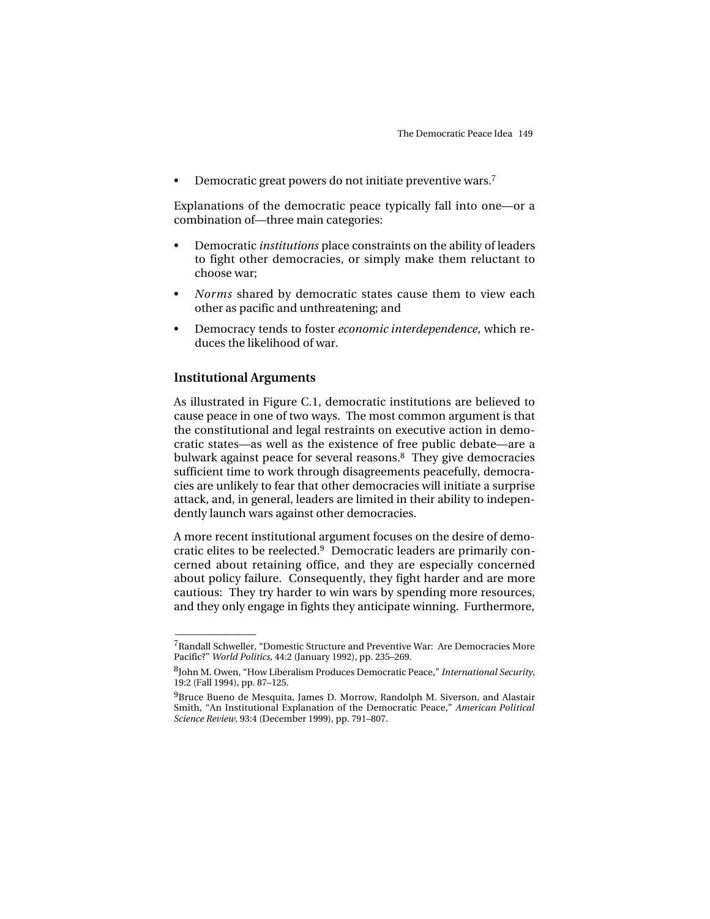- Democratic great powers do not initiate preventive wars.[7]

Explanations of the democratic peace typically fall into one—or a combination of—three main categories:

- Democratic *institutions* place constraints on the ability of leaders to fight other democracies, or simply make them reluctant to choose war;
- *Norms* shared by democratic states cause them to view each other as pacific and unthreatening; and
- Democracy tends to foster *economic interdependence*, which reduces the likelihood of war.

### Institutional Arguments

As illustrated in Figure C.1, democratic institutions are believed to cause peace in one of two ways. The most common argument is that the constitutional and legal restraints on executive action in democratic states—as well as the existence of free public debate—are a bulwark against peace for several reasons.[8] They give democracies sufficient time to work through disagreements peacefully, democracies are unlikely to fear that other democracies will initiate a surprise attack, and, in general, leaders are limited in their ability to independently launch wars against other democracies.

A more recent institutional argument focuses on the desire of democratic elites to be reelected.[9] Democratic leaders are primarily concerned about retaining office, and they are especially concerned about policy failure. Consequently, they fight harder and are more cautious: They try harder to win wars by spending more resources, and they only engage in fights they anticipate winning. Furthermore,

---

[7] Randall Schweller, "Domestic Structure and Preventive War: Are Democracies More Pacific?" *World Politics*, 44:2 (January 1992), pp. 235–269.

[8] John M. Owen, "How Liberalism Produces Democratic Peace," *International Security*, 19:2 (Fall 1994), pp. 87–125.

[9] Bruce Bueno de Mesquita, James D. Morrow, Randolph M. Siverson, and Alastair Smith, "An Institutional Explanation of the Democratic Peace," *American Political Science Review*, 93:4 (December 1999), pp. 791–807.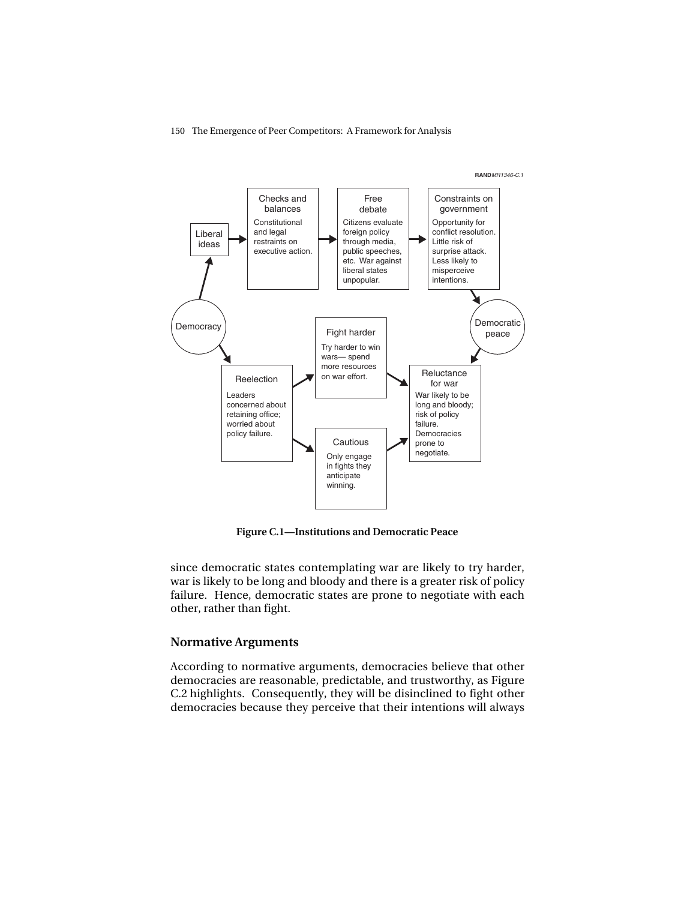RANDMR1346-C.1

Figure C.1—Institutions and Democratic Peace

since democratic states contemplating war are likely to try harder, war is likely to be long and bloody and there is a greater risk of policy failure. Hence, democratic states are prone to negotiate with each other, rather than fight.

## Normative Arguments

According to normative arguments, democracies believe that other democracies are reasonable, predictable, and trustworthy, as Figure C.2 highlights. Consequently, they will be disinclined to fight other democracies because they perceive that their intentions will always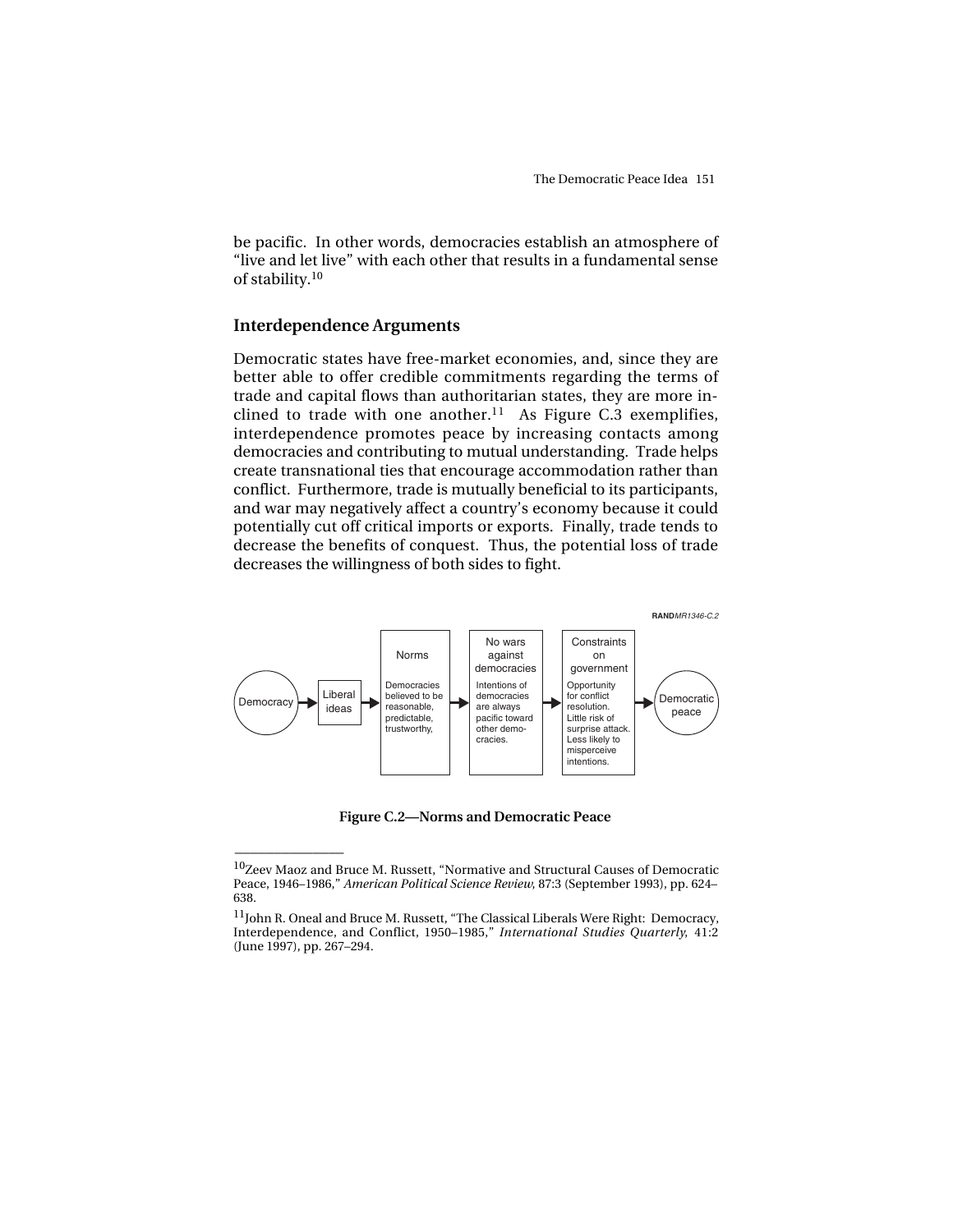be pacific. In other words, democracies establish an atmosphere of "live and let live" with each other that results in a fundamental sense of stability.[10]

## Interdependence Arguments

Democratic states have free-market economies, and, since they are better able to offer credible commitments regarding the terms of trade and capital flows than authoritarian states, they are more inclined to trade with one another.[11] As Figure C.3 exemplifies, interdependence promotes peace by increasing contacts among democracies and contributing to mutual understanding. Trade helps create transnational ties that encourage accommodation rather than conflict. Furthermore, trade is mutually beneficial to its participants, and war may negatively affect a country's economy because it could potentially cut off critical imports or exports. Finally, trade tends to decrease the benefits of conquest. Thus, the potential loss of trade decreases the willingness of both sides to fight.

RANDMR1346-C.2

Democracy → Liberal ideas → Norms: Democracies believed to be reasonable, predictable, trustworthy, → No wars against democracies: Intentions of democracies are always pacific toward other democracies. → Constraints on government: Opportunity for conflict resolution. Little risk of surprise attack. Less likely to misperceive intentions. → Democratic peace

**Figure C.2—Norms and Democratic Peace**

---

[10]Zeev Maoz and Bruce M. Russett, "Normative and Structural Causes of Democratic Peace, 1946–1986," *American Political Science Review*, 87:3 (September 1993), pp. 624–638.

[11]John R. Oneal and Bruce M. Russett, "The Classical Liberals Were Right: Democracy, Interdependence, and Conflict, 1950–1985," *International Studies Quarterly*, 41:2 (June 1997), pp. 267–294.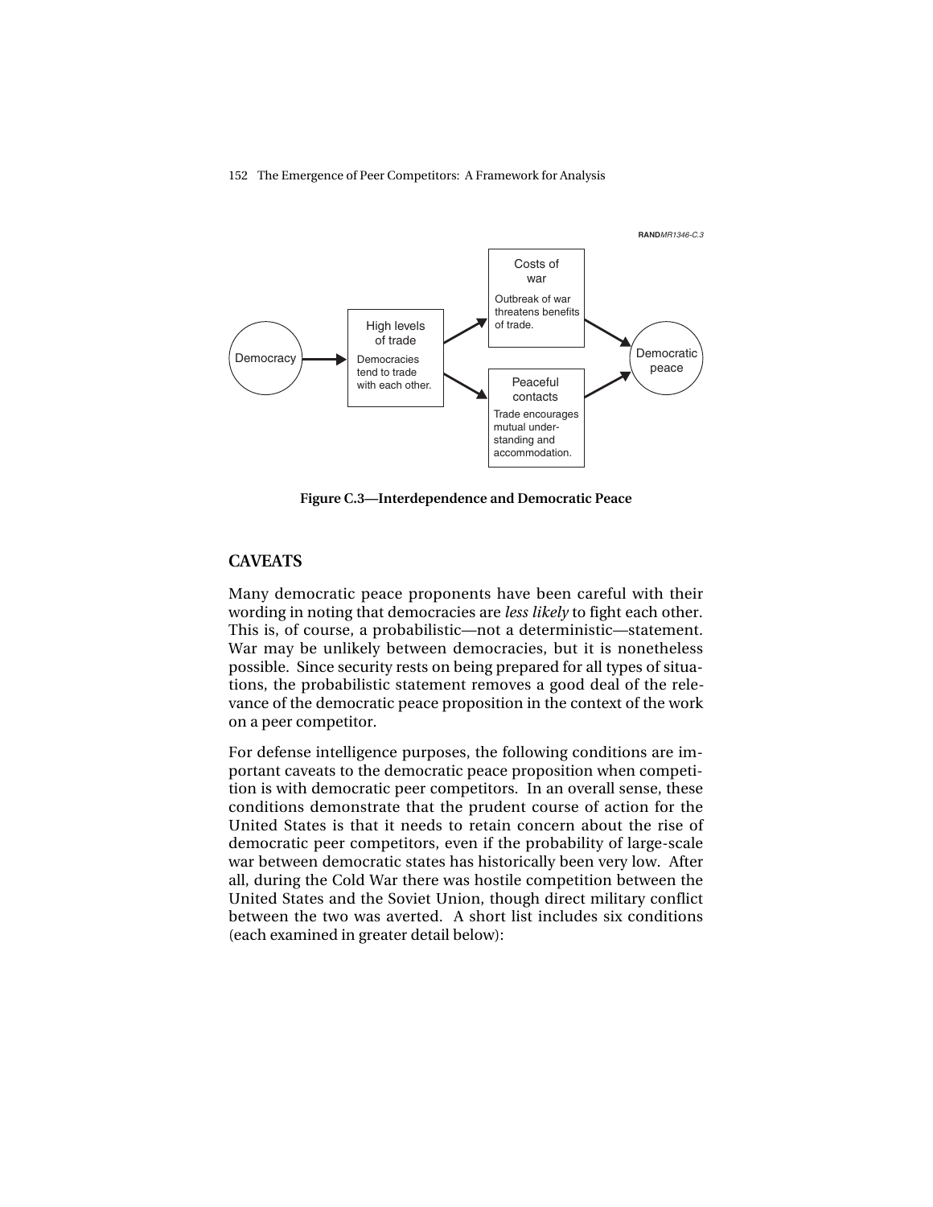RANDMR1346-C.3

Democracy → High levels of trade (Democracies tend to trade with each other.) → Costs of war (Outbreak of war threatens benefits of trade.) → Democratic peace

High levels of trade → Peaceful contacts (Trade encourages mutual understanding and accommodation.) → Democratic peace

**Figure C.3—Interdependence and Democratic Peace**

## CAVEATS

Many democratic peace proponents have been careful with their wording in noting that democracies are *less likely* to fight each other. This is, of course, a probabilistic—not a deterministic—statement. War may be unlikely between democracies, but it is nonetheless possible. Since security rests on being prepared for all types of situations, the probabilistic statement removes a good deal of the relevance of the democratic peace proposition in the context of the work on a peer competitor.

For defense intelligence purposes, the following conditions are important caveats to the democratic peace proposition when competition is with democratic peer competitors. In an overall sense, these conditions demonstrate that the prudent course of action for the United States is that it needs to retain concern about the rise of democratic peer competitors, even if the probability of large-scale war between democratic states has historically been very low. After all, during the Cold War there was hostile competition between the United States and the Soviet Union, though direct military conflict between the two was averted. A short list includes six conditions (each examined in greater detail below):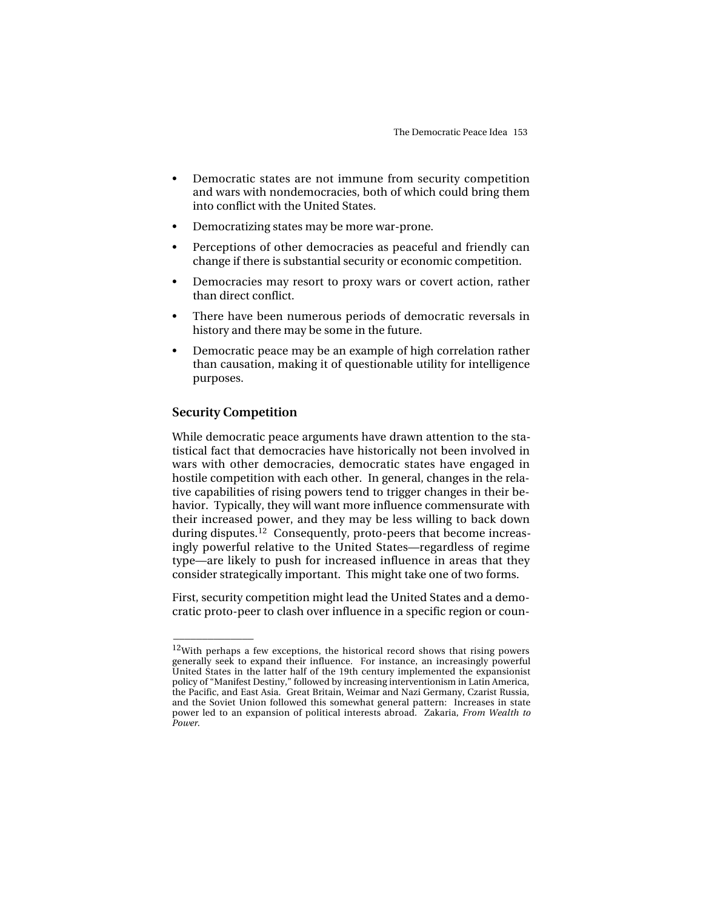- Democratic states are not immune from security competition and wars with nondemocracies, both of which could bring them into conflict with the United States.
- Democratizing states may be more war-prone.
- Perceptions of other democracies as peaceful and friendly can change if there is substantial security or economic competition.
- Democracies may resort to proxy wars or covert action, rather than direct conflict.
- There have been numerous periods of democratic reversals in history and there may be some in the future.
- Democratic peace may be an example of high correlation rather than causation, making it of questionable utility for intelligence purposes.

### Security Competition

While democratic peace arguments have drawn attention to the statistical fact that democracies have historically not been involved in wars with other democracies, democratic states have engaged in hostile competition with each other. In general, changes in the relative capabilities of rising powers tend to trigger changes in their behavior. Typically, they will want more influence commensurate with their increased power, and they may be less willing to back down during disputes.[12] Consequently, proto-peers that become increasingly powerful relative to the United States—regardless of regime type—are likely to push for increased influence in areas that they consider strategically important. This might take one of two forms.

First, security competition might lead the United States and a democratic proto-peer to clash over influence in a specific region or coun-

---

[12]With perhaps a few exceptions, the historical record shows that rising powers generally seek to expand their influence. For instance, an increasingly powerful United States in the latter half of the 19th century implemented the expansionist policy of "Manifest Destiny," followed by increasing interventionism in Latin America, the Pacific, and East Asia. Great Britain, Weimar and Nazi Germany, Czarist Russia, and the Soviet Union followed this somewhat general pattern: Increases in state power led to an expansion of political interests abroad. Zakaria, *From Wealth to Power*.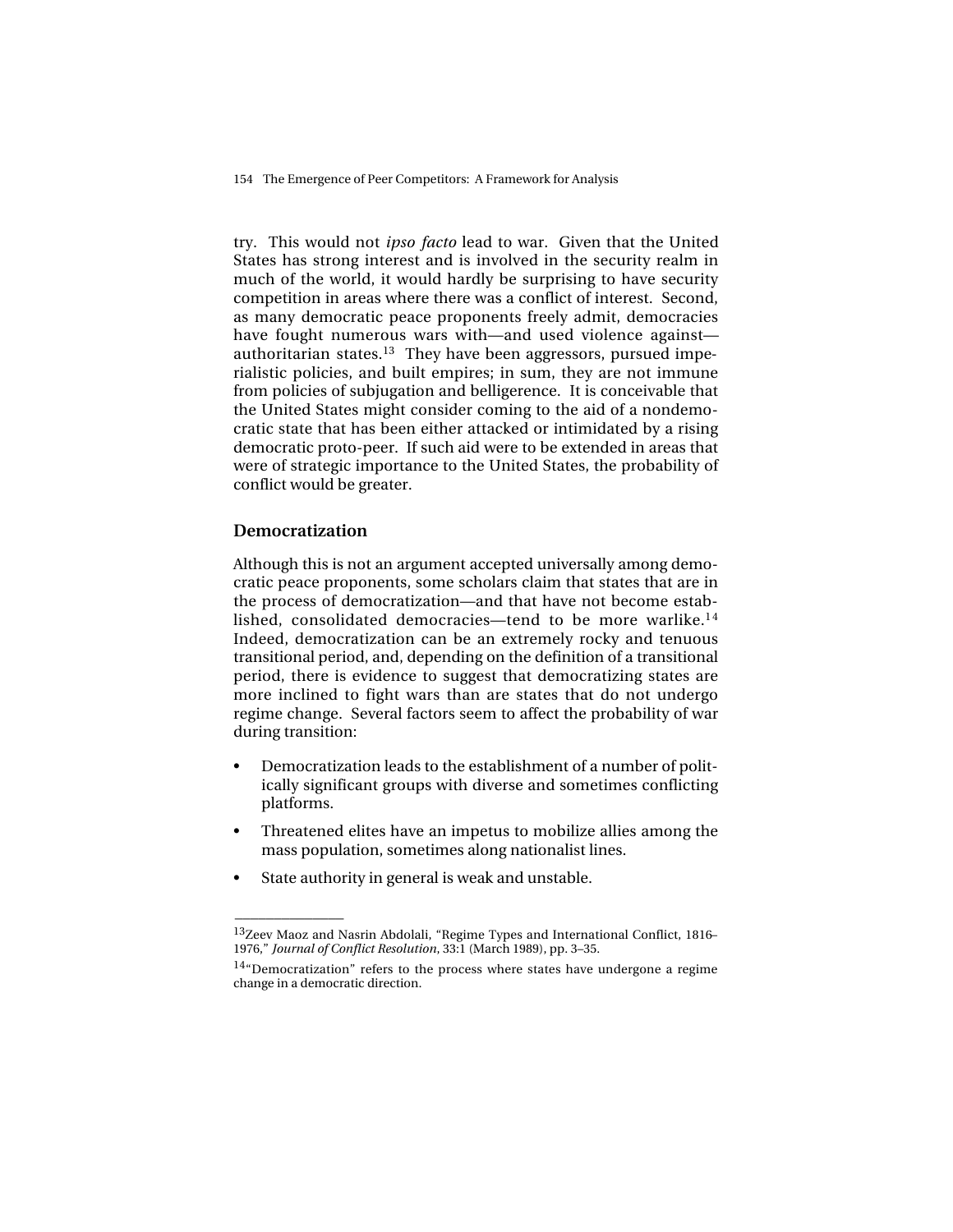try. This would not *ipso facto* lead to war. Given that the United States has strong interest and is involved in the security realm in much of the world, it would hardly be surprising to have security competition in areas where there was a conflict of interest. Second, as many democratic peace proponents freely admit, democracies have fought numerous wars with—and used violence against—authoritarian states.[13] They have been aggressors, pursued imperialistic policies, and built empires; in sum, they are not immune from policies of subjugation and belligerence. It is conceivable that the United States might consider coming to the aid of a nondemocratic state that has been either attacked or intimidated by a rising democratic proto-peer. If such aid were to be extended in areas that were of strategic importance to the United States, the probability of conflict would be greater.

## Democratization

Although this is not an argument accepted universally among democratic peace proponents, some scholars claim that states that are in the process of democratization—and that have not become established, consolidated democracies—tend to be more warlike.[14] Indeed, democratization can be an extremely rocky and tenuous transitional period, and, depending on the definition of a transitional period, there is evidence to suggest that democratizing states are more inclined to fight wars than are states that do not undergo regime change. Several factors seem to affect the probability of war during transition:

- Democratization leads to the establishment of a number of politically significant groups with diverse and sometimes conflicting platforms.
- Threatened elites have an impetus to mobilize allies among the mass population, sometimes along nationalist lines.
- State authority in general is weak and unstable.

---

[13] Zeev Maoz and Nasrin Abdolali, "Regime Types and International Conflict, 1816–1976," *Journal of Conflict Resolution*, 33:1 (March 1989), pp. 3–35.

[14] "Democratization" refers to the process where states have undergone a regime change in a democratic direction.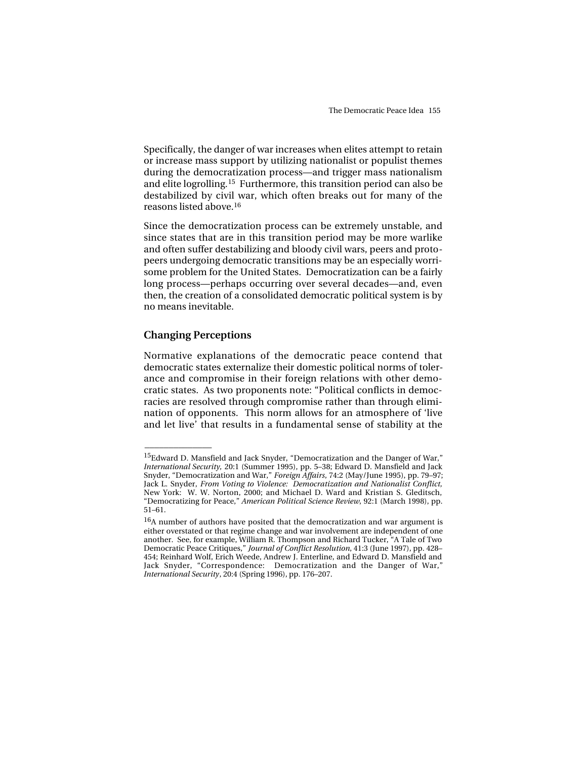Specifically, the danger of war increases when elites attempt to retain or increase mass support by utilizing nationalist or populist themes during the democratization process—and trigger mass nationalism and elite logrolling.[15] Furthermore, this transition period can also be destabilized by civil war, which often breaks out for many of the reasons listed above.[16]

Since the democratization process can be extremely unstable, and since states that are in this transition period may be more warlike and often suffer destabilizing and bloody civil wars, peers and proto-peers undergoing democratic transitions may be an especially worrisome problem for the United States. Democratization can be a fairly long process—perhaps occurring over several decades—and, even then, the creation of a consolidated democratic political system is by no means inevitable.

## Changing Perceptions

Normative explanations of the democratic peace contend that democratic states externalize their domestic political norms of tolerance and compromise in their foreign relations with other democratic states. As two proponents note: "Political conflicts in democracies are resolved through compromise rather than through elimination of opponents. This norm allows for an atmosphere of 'live and let live' that results in a fundamental sense of stability at the

---

[15] Edward D. Mansfield and Jack Snyder, "Democratization and the Danger of War," *International Security*, 20:1 (Summer 1995), pp. 5–38; Edward D. Mansfield and Jack Snyder, "Democratization and War," *Foreign Affairs*, 74:2 (May/June 1995), pp. 79–97; Jack L. Snyder, *From Voting to Violence: Democratization and Nationalist Conflict*, New York: W. W. Norton, 2000; and Michael D. Ward and Kristian S. Gleditsch, "Democratizing for Peace," *American Political Science Review*, 92:1 (March 1998), pp. 51–61.

[16] A number of authors have posited that the democratization and war argument is either overstated or that regime change and war involvement are independent of one another. See, for example, William R. Thompson and Richard Tucker, "A Tale of Two Democratic Peace Critiques," *Journal of Conflict Resolution*, 41:3 (June 1997), pp. 428–454; Reinhard Wolf, Erich Weede, Andrew J. Enterline, and Edward D. Mansfield and Jack Snyder, "Correspondence: Democratization and the Danger of War," *International Security*, 20:4 (Spring 1996), pp. 176–207.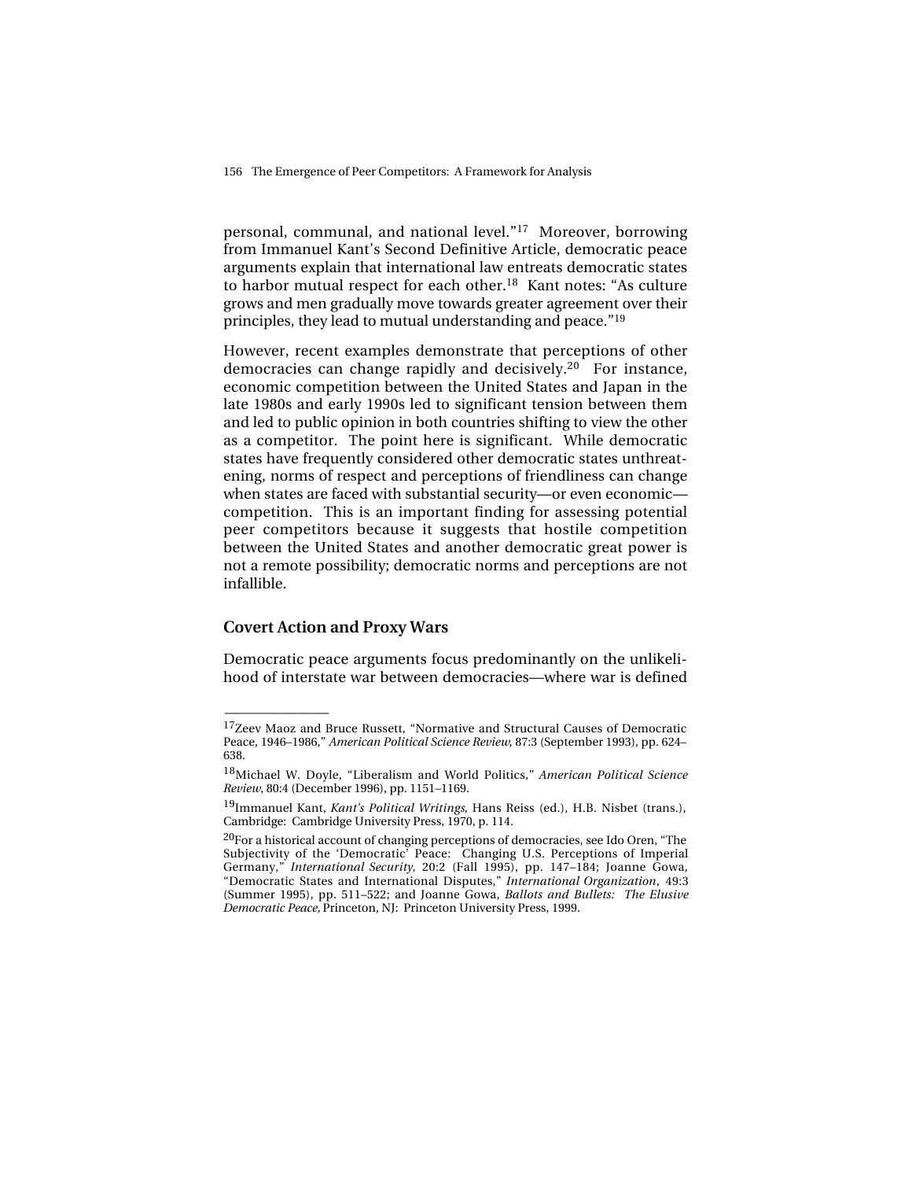personal, communal, and national level."[17] Moreover, borrowing from Immanuel Kant's Second Definitive Article, democratic peace arguments explain that international law entreats democratic states to harbor mutual respect for each other.[18] Kant notes: "As culture grows and men gradually move towards greater agreement over their principles, they lead to mutual understanding and peace."[19]

However, recent examples demonstrate that perceptions of other democracies can change rapidly and decisively.[20] For instance, economic competition between the United States and Japan in the late 1980s and early 1990s led to significant tension between them and led to public opinion in both countries shifting to view the other as a competitor. The point here is significant. While democratic states have frequently considered other democratic states unthreatening, norms of respect and perceptions of friendliness can change when states are faced with substantial security—or even economic—competition. This is an important finding for assessing potential peer competitors because it suggests that hostile competition between the United States and another democratic great power is not a remote possibility; democratic norms and perceptions are not infallible.

### Covert Action and Proxy Wars

Democratic peace arguments focus predominantly on the unlikelihood of interstate war between democracies—where war is defined

---

[17] Zeev Maoz and Bruce Russett, "Normative and Structural Causes of Democratic Peace, 1946–1986," *American Political Science Review*, 87:3 (September 1993), pp. 624–638.

[18] Michael W. Doyle, "Liberalism and World Politics," *American Political Science Review*, 80:4 (December 1996), pp. 1151–1169.

[19] Immanuel Kant, *Kant's Political Writings*, Hans Reiss (ed.), H.B. Nisbet (trans.), Cambridge: Cambridge University Press, 1970, p. 114.

[20] For a historical account of changing perceptions of democracies, see Ido Oren, "The Subjectivity of the 'Democratic' Peace: Changing U.S. Perceptions of Imperial Germany," *International Security*, 20:2 (Fall 1995), pp. 147–184; Joanne Gowa, "Democratic States and International Disputes," *International Organization*, 49:3 (Summer 1995), pp. 511–522; and Joanne Gowa, *Ballots and Bullets: The Elusive Democratic Peace*, Princeton, NJ: Princeton University Press, 1999.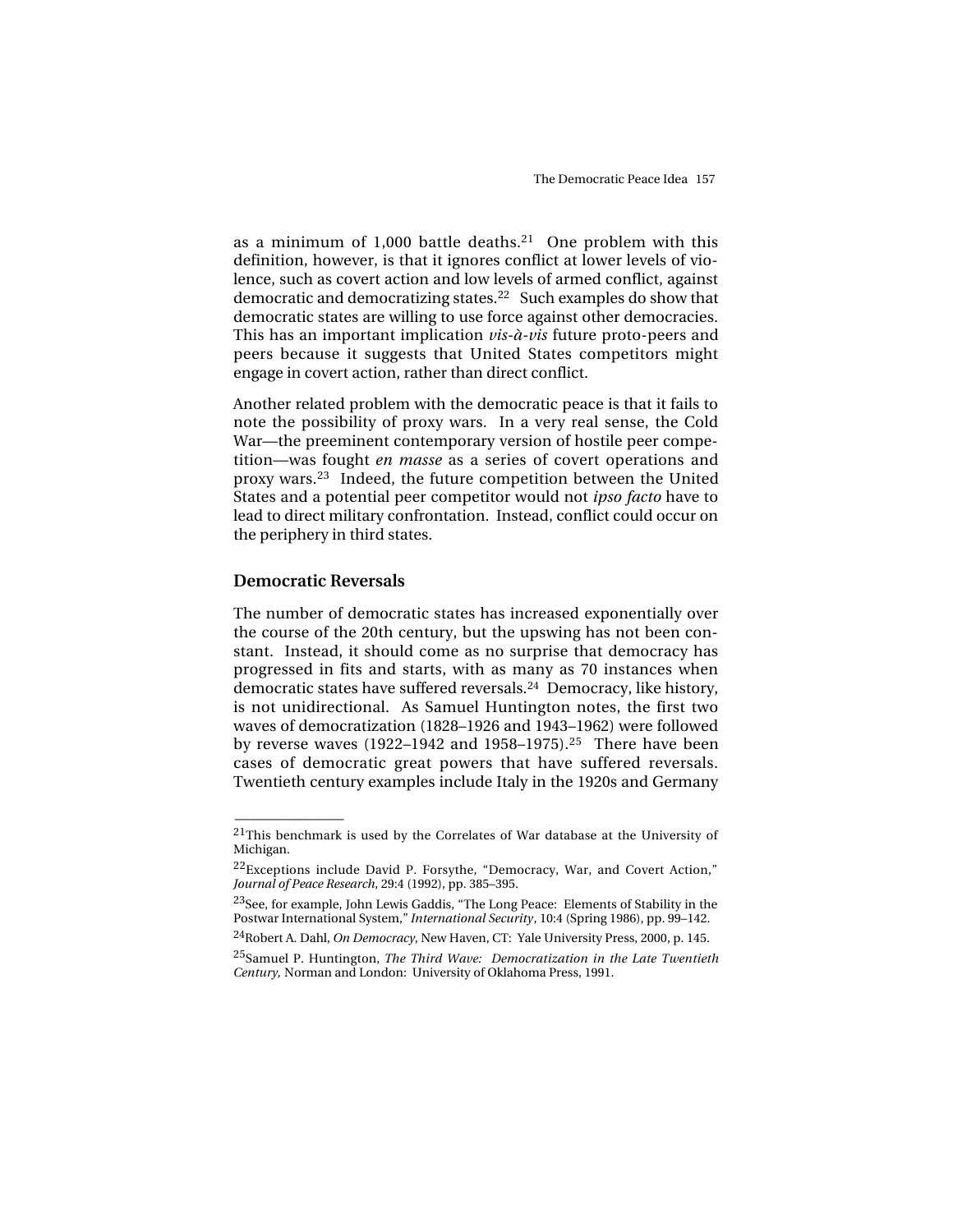as a minimum of 1,000 battle deaths.[21] One problem with this definition, however, is that it ignores conflict at lower levels of violence, such as covert action and low levels of armed conflict, against democratic and democratizing states.[22] Such examples do show that democratic states are willing to use force against other democracies. This has an important implication *vis-à-vis* future proto-peers and peers because it suggests that United States competitors might engage in covert action, rather than direct conflict.

Another related problem with the democratic peace is that it fails to note the possibility of proxy wars. In a very real sense, the Cold War—the preeminent contemporary version of hostile peer competition—was fought *en masse* as a series of covert operations and proxy wars.[23] Indeed, the future competition between the United States and a potential peer competitor would not *ipso facto* have to lead to direct military confrontation. Instead, conflict could occur on the periphery in third states.

### Democratic Reversals

The number of democratic states has increased exponentially over the course of the 20th century, but the upswing has not been constant. Instead, it should come as no surprise that democracy has progressed in fits and starts, with as many as 70 instances when democratic states have suffered reversals.[24] Democracy, like history, is not unidirectional. As Samuel Huntington notes, the first two waves of democratization (1828–1926 and 1943–1962) were followed by reverse waves (1922–1942 and 1958–1975).[25] There have been cases of democratic great powers that have suffered reversals. Twentieth century examples include Italy in the 1920s and Germany

---

[21] This benchmark is used by the Correlates of War database at the University of Michigan.

[22] Exceptions include David P. Forsythe, "Democracy, War, and Covert Action," *Journal of Peace Research*, 29:4 (1992), pp. 385–395.

[23] See, for example, John Lewis Gaddis, "The Long Peace: Elements of Stability in the Postwar International System," *International Security*, 10:4 (Spring 1986), pp. 99–142.

[24] Robert A. Dahl, *On Democracy*, New Haven, CT: Yale University Press, 2000, p. 145.

[25] Samuel P. Huntington, *The Third Wave: Democratization in the Late Twentieth Century,* Norman and London: University of Oklahoma Press, 1991.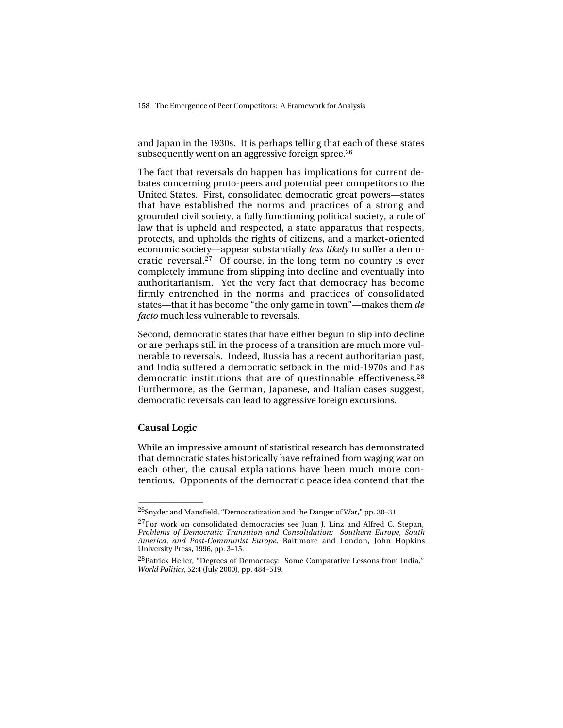and Japan in the 1930s. It is perhaps telling that each of these states subsequently went on an aggressive foreign spree.[26]

The fact that reversals do happen has implications for current debates concerning proto-peers and potential peer competitors to the United States. First, consolidated democratic great powers—states that have established the norms and practices of a strong and grounded civil society, a fully functioning political society, a rule of law that is upheld and respected, a state apparatus that respects, protects, and upholds the rights of citizens, and a market-oriented economic society—appear substantially *less likely* to suffer a democratic reversal.[27] Of course, in the long term no country is ever completely immune from slipping into decline and eventually into authoritarianism. Yet the very fact that democracy has become firmly entrenched in the norms and practices of consolidated states—that it has become "the only game in town"—makes them *de facto* much less vulnerable to reversals.

Second, democratic states that have either begun to slip into decline or are perhaps still in the process of a transition are much more vulnerable to reversals. Indeed, Russia has a recent authoritarian past, and India suffered a democratic setback in the mid-1970s and has democratic institutions that are of questionable effectiveness.[28] Furthermore, as the German, Japanese, and Italian cases suggest, democratic reversals can lead to aggressive foreign excursions.

### Causal Logic

While an impressive amount of statistical research has demonstrated that democratic states historically have refrained from waging war on each other, the causal explanations have been much more contentious. Opponents of the democratic peace idea contend that the

---

[26] Snyder and Mansfield, "Democratization and the Danger of War," pp. 30–31.

[27] For work on consolidated democracies see Juan J. Linz and Alfred C. Stepan, *Problems of Democratic Transition and Consolidation: Southern Europe, South America, and Post-Communist Europe*, Baltimore and London, John Hopkins University Press, 1996, pp. 3–15.

[28] Patrick Heller, "Degrees of Democracy: Some Comparative Lessons from India," *World Politics*, 52:4 (July 2000), pp. 484–519.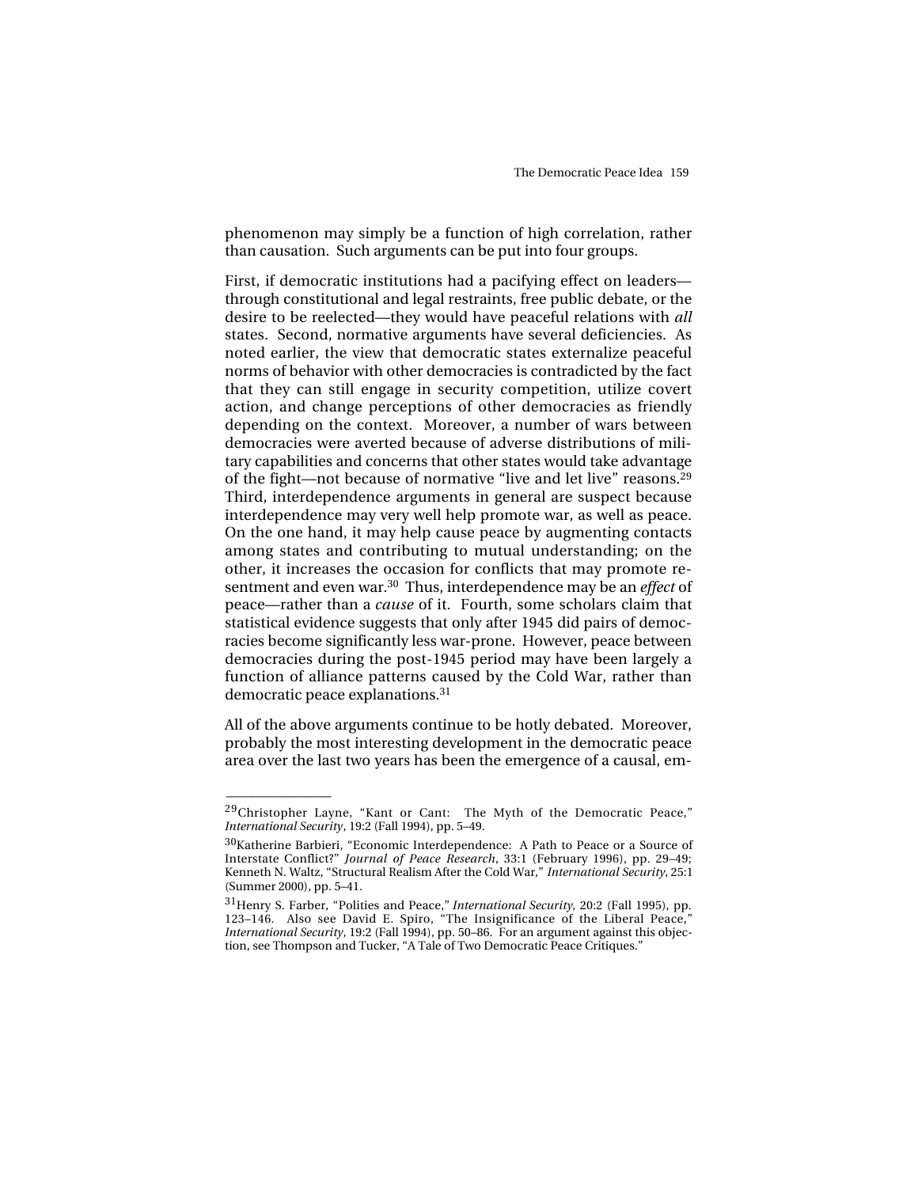phenomenon may simply be a function of high correlation, rather than causation. Such arguments can be put into four groups.

First, if democratic institutions had a pacifying effect on leaders—through constitutional and legal restraints, free public debate, or the desire to be reelected—they would have peaceful relations with *all* states. Second, normative arguments have several deficiencies. As noted earlier, the view that democratic states externalize peaceful norms of behavior with other democracies is contradicted by the fact that they can still engage in security competition, utilize covert action, and change perceptions of other democracies as friendly depending on the context. Moreover, a number of wars between democracies were averted because of adverse distributions of military capabilities and concerns that other states would take advantage of the fight—not because of normative "live and let live" reasons.[29] Third, interdependence arguments in general are suspect because interdependence may very well help promote war, as well as peace. On the one hand, it may help cause peace by augmenting contacts among states and contributing to mutual understanding; on the other, it increases the occasion for conflicts that may promote resentment and even war.[30] Thus, interdependence may be an *effect* of peace—rather than a *cause* of it. Fourth, some scholars claim that statistical evidence suggests that only after 1945 did pairs of democracies become significantly less war-prone. However, peace between democracies during the post-1945 period may have been largely a function of alliance patterns caused by the Cold War, rather than democratic peace explanations.[31]

All of the above arguments continue to be hotly debated. Moreover, probably the most interesting development in the democratic peace area over the last two years has been the emergence of a causal, em-

---

[29] Christopher Layne, "Kant or Cant: The Myth of the Democratic Peace," *International Security*, 19:2 (Fall 1994), pp. 5–49.

[30] Katherine Barbieri, "Economic Interdependence: A Path to Peace or a Source of Interstate Conflict?" *Journal of Peace Research*, 33:1 (February 1996), pp. 29–49; Kenneth N. Waltz, "Structural Realism After the Cold War," *International Security*, 25:1 (Summer 2000), pp. 5–41.

[31] Henry S. Farber, "Polities and Peace," *International Security*, 20:2 (Fall 1995), pp. 123–146. Also see David E. Spiro, "The Insignificance of the Liberal Peace," *International Security*, 19:2 (Fall 1994), pp. 50–86. For an argument against this objection, see Thompson and Tucker, "A Tale of Two Democratic Peace Critiques."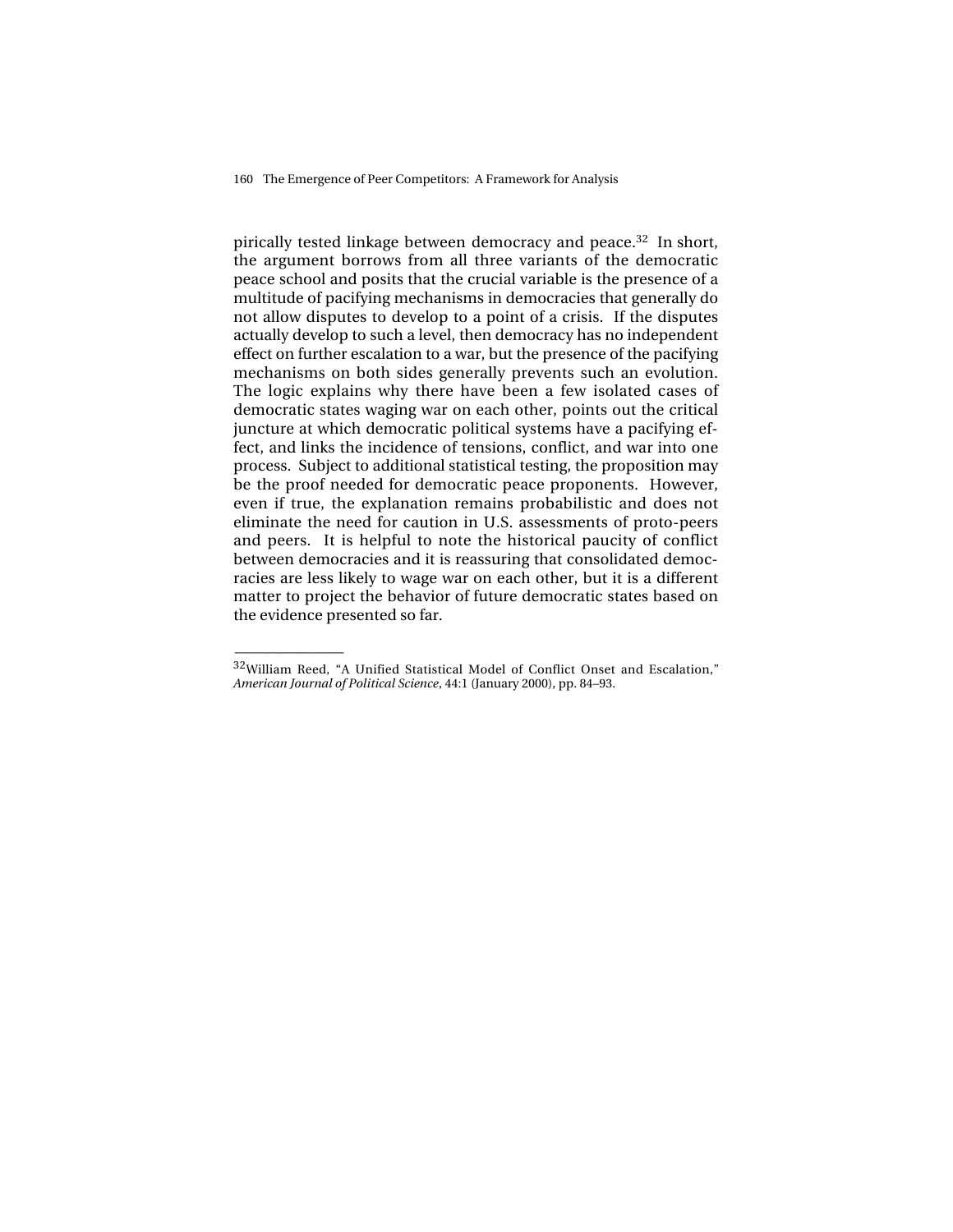pirically tested linkage between democracy and peace.[32] In short, the argument borrows from all three variants of the democratic peace school and posits that the crucial variable is the presence of a multitude of pacifying mechanisms in democracies that generally do not allow disputes to develop to a point of a crisis. If the disputes actually develop to such a level, then democracy has no independent effect on further escalation to a war, but the presence of the pacifying mechanisms on both sides generally prevents such an evolution. The logic explains why there have been a few isolated cases of democratic states waging war on each other, points out the critical juncture at which democratic political systems have a pacifying effect, and links the incidence of tensions, conflict, and war into one process. Subject to additional statistical testing, the proposition may be the proof needed for democratic peace proponents. However, even if true, the explanation remains probabilistic and does not eliminate the need for caution in U.S. assessments of proto-peers and peers. It is helpful to note the historical paucity of conflict between democracies and it is reassuring that consolidated democracies are less likely to wage war on each other, but it is a different matter to project the behavior of future democratic states based on the evidence presented so far.

---

[32]William Reed, "A Unified Statistical Model of Conflict Onset and Escalation," *American Journal of Political Science*, 44:1 (January 2000), pp. 84–93.